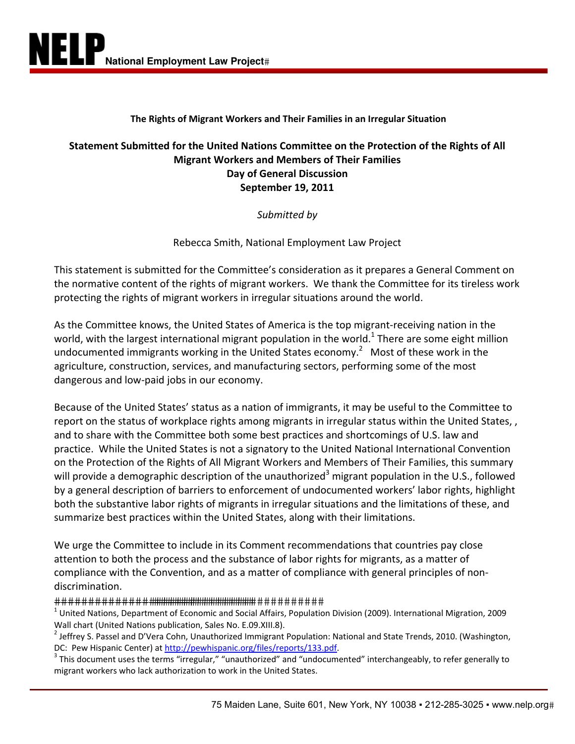**NELP** **National Employment Law Project**

**The Rights of Migrant Workers and Their Families in an Irregular Situation**

**Statement Submitted for the United Nations Committee on the Protection of the Rights of All Migrant Workers and Members of Their Families**
**Day of General Discussion**
**September 19, 2011**

*Submitted by*

Rebecca Smith, National Employment Law Project

This statement is submitted for the Committee's consideration as it prepares a General Comment on the normative content of the rights of migrant workers. We thank the Committee for its tireless work protecting the rights of migrant workers in irregular situations around the world.

As the Committee knows, the United States of America is the top migrant-receiving nation in the world, with the largest international migrant population in the world.[1] There are some eight million undocumented immigrants working in the United States economy.[2] Most of these work in the agriculture, construction, services, and manufacturing sectors, performing some of the most dangerous and low-paid jobs in our economy.

Because of the United States' status as a nation of immigrants, it may be useful to the Committee to report on the status of workplace rights among migrants in irregular status within the United States, , and to share with the Committee both some best practices and shortcomings of U.S. law and practice. While the United States is not a signatory to the United National International Convention on the Protection of the Rights of All Migrant Workers and Members of Their Families, this summary will provide a demographic description of the unauthorized[3] migrant population in the U.S., followed by a general description of barriers to enforcement of undocumented workers' labor rights, highlight both the substantive labor rights of migrants in irregular situations and the limitations of these, and summarize best practices within the United States, along with their limitations.

We urge the Committee to include in its Comment recommendations that countries pay close attention to both the process and the substance of labor rights for migrants, as a matter of compliance with the Convention, and as a matter of compliance with general principles of non-discrimination.

[1] United Nations, Department of Economic and Social Affairs, Population Division (2009). International Migration, 2009 Wall chart (United Nations publication, Sales No. E.09.XIII.8).

[2] Jeffrey S. Passel and D'Vera Cohn, Unauthorized Immigrant Population: National and State Trends, 2010. (Washington, DC: Pew Hispanic Center) at http://pewhispanic.org/files/reports/133.pdf.

[3] This document uses the terms "irregular," "unauthorized" and "undocumented" interchangeably, to refer generally to migrant workers who lack authorization to work in the United States.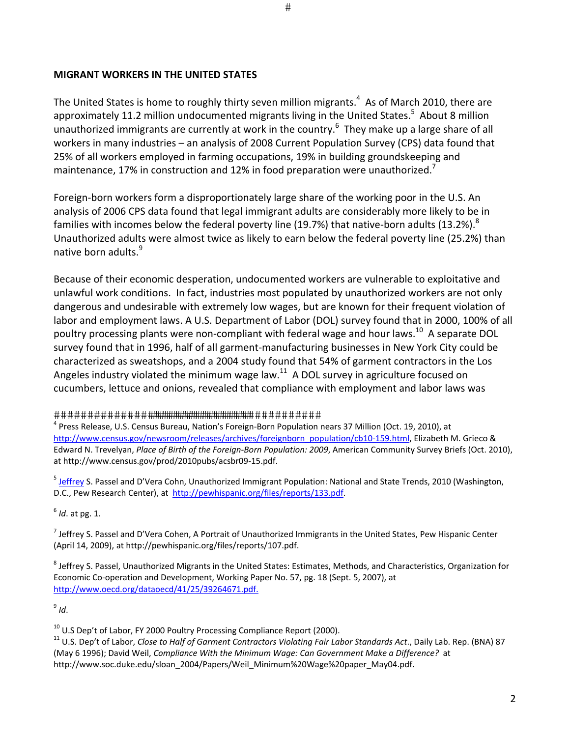## MIGRANT WORKERS IN THE UNITED STATES

The United States is home to roughly thirty seven million migrants.[4] As of March 2010, there are approximately 11.2 million undocumented migrants living in the United States.[5] About 8 million unauthorized immigrants are currently at work in the country.[6] They make up a large share of all workers in many industries – an analysis of 2008 Current Population Survey (CPS) data found that 25% of all workers employed in farming occupations, 19% in building groundskeeping and maintenance, 17% in construction and 12% in food preparation were unauthorized.[7]

Foreign-born workers form a disproportionately large share of the working poor in the U.S. An analysis of 2006 CPS data found that legal immigrant adults are considerably more likely to be in families with incomes below the federal poverty line (19.7%) that native-born adults (13.2%).[8] Unauthorized adults were almost twice as likely to earn below the federal poverty line (25.2%) than native born adults.[9]

Because of their economic desperation, undocumented workers are vulnerable to exploitative and unlawful work conditions. In fact, industries most populated by unauthorized workers are not only dangerous and undesirable with extremely low wages, but are known for their frequent violation of labor and employment laws. A U.S. Department of Labor (DOL) survey found that in 2000, 100% of all poultry processing plants were non-compliant with federal wage and hour laws.[10] A separate DOL survey found that in 1996, half of all garment-manufacturing businesses in New York City could be characterized as sweatshops, and a 2004 study found that 54% of garment contractors in the Los Angeles industry violated the minimum wage law.[11] A DOL survey in agriculture focused on cucumbers, lettuce and onions, revealed that compliance with employment and labor laws was

---

[4] Press Release, U.S. Census Bureau, Nation's Foreign-Born Population nears 37 Million (Oct. 19, 2010), at http://www.census.gov/newsroom/releases/archives/foreignborn_population/cb10-159.html, Elizabeth M. Grieco & Edward N. Trevelyan, *Place of Birth of the Foreign-Born Population: 2009*, American Community Survey Briefs (Oct. 2010), at http://www.census.gov/prod/2010pubs/acsbr09-15.pdf.

[5] Jeffrey S. Passel and D'Vera Cohn, Unauthorized Immigrant Population: National and State Trends, 2010 (Washington, D.C., Pew Research Center), at http://pewhispanic.org/files/reports/133.pdf.

[6] *Id*. at pg. 1.

[7] Jeffrey S. Passel and D'Vera Cohen, A Portrait of Unauthorized Immigrants in the United States, Pew Hispanic Center (April 14, 2009), at http://pewhispanic.org/files/reports/107.pdf.

[8] Jeffrey S. Passel, Unauthorized Migrants in the United States: Estimates, Methods, and Characteristics, Organization for Economic Co-operation and Development, Working Paper No. 57, pg. 18 (Sept. 5, 2007), at http://www.oecd.org/dataoecd/41/25/39264671.pdf.

[9] *Id*.

[10] U.S Dep't of Labor, FY 2000 Poultry Processing Compliance Report (2000).

[11] U.S. Dep't of Labor, *Close to Half of Garment Contractors Violating Fair Labor Standards Act*., Daily Lab. Rep. (BNA) 87 (May 6 1996); David Weil, *Compliance With the Minimum Wage: Can Government Make a Difference?* at http://www.soc.duke.edu/sloan_2004/Papers/Weil_Minimum%20Wage%20paper_May04.pdf.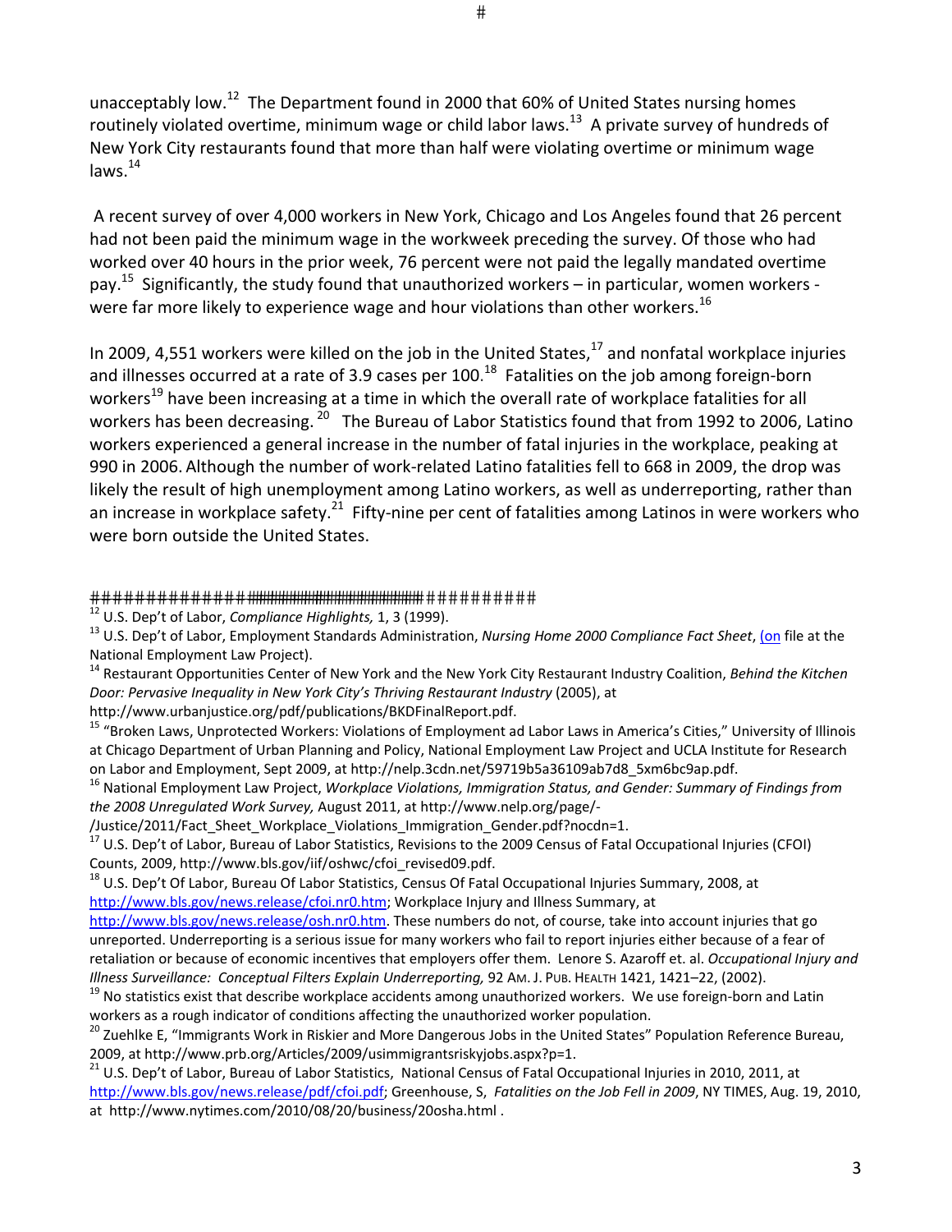unacceptably low.[12] The Department found in 2000 that 60% of United States nursing homes routinely violated overtime, minimum wage or child labor laws.[13] A private survey of hundreds of New York City restaurants found that more than half were violating overtime or minimum wage laws.[14]

A recent survey of over 4,000 workers in New York, Chicago and Los Angeles found that 26 percent had not been paid the minimum wage in the workweek preceding the survey. Of those who had worked over 40 hours in the prior week, 76 percent were not paid the legally mandated overtime pay.[15] Significantly, the study found that unauthorized workers – in particular, women workers - were far more likely to experience wage and hour violations than other workers.[16]

In 2009, 4,551 workers were killed on the job in the United States,[17] and nonfatal workplace injuries and illnesses occurred at a rate of 3.9 cases per 100.[18] Fatalities on the job among foreign-born workers[19] have been increasing at a time in which the overall rate of workplace fatalities for all workers has been decreasing.[20] The Bureau of Labor Statistics found that from 1992 to 2006, Latino workers experienced a general increase in the number of fatal injuries in the workplace, peaking at 990 in 2006. Although the number of work-related Latino fatalities fell to 668 in 2009, the drop was likely the result of high unemployment among Latino workers, as well as underreporting, rather than an increase in workplace safety.[21] Fifty-nine per cent of fatalities among Latinos in were workers who were born outside the United States.

---

[12] U.S. Dep't of Labor, *Compliance Highlights,* 1, 3 (1999).

[13] U.S. Dep't of Labor, Employment Standards Administration, *Nursing Home 2000 Compliance Fact Sheet*, (on file at the National Employment Law Project).

[14] Restaurant Opportunities Center of New York and the New York City Restaurant Industry Coalition, *Behind the Kitchen Door: Pervasive Inequality in New York City's Thriving Restaurant Industry* (2005), at http://www.urbanjustice.org/pdf/publications/BKDFinalReport.pdf.

[15] "Broken Laws, Unprotected Workers: Violations of Employment ad Labor Laws in America's Cities," University of Illinois at Chicago Department of Urban Planning and Policy, National Employment Law Project and UCLA Institute for Research on Labor and Employment, Sept 2009, at http://nelp.3cdn.net/59719b5a36109ab7d8_5xm6bc9ap.pdf.

[16] National Employment Law Project, *Workplace Violations, Immigration Status, and Gender: Summary of Findings from the 2008 Unregulated Work Survey,* August 2011, at http://www.nelp.org/page/-/Justice/2011/Fact_Sheet_Workplace_Violations_Immigration_Gender.pdf?nocdn=1.

[17] U.S. Dep't of Labor, Bureau of Labor Statistics, Revisions to the 2009 Census of Fatal Occupational Injuries (CFOI) Counts, 2009, http://www.bls.gov/iif/oshwc/cfoi_revised09.pdf.

[18] U.S. Dep't Of Labor, Bureau Of Labor Statistics, Census Of Fatal Occupational Injuries Summary, 2008, at http://www.bls.gov/news.release/cfoi.nr0.htm; Workplace Injury and Illness Summary, at http://www.bls.gov/news.release/osh.nr0.htm. These numbers do not, of course, take into account injuries that go unreported. Underreporting is a serious issue for many workers who fail to report injuries either because of a fear of retaliation or because of economic incentives that employers offer them. Lenore S. Azaroff et. al. *Occupational Injury and Illness Surveillance: Conceptual Filters Explain Underreporting,* 92 Am. J. Pub. Health 1421, 1421–22, (2002).

[19] No statistics exist that describe workplace accidents among unauthorized workers. We use foreign-born and Latin workers as a rough indicator of conditions affecting the unauthorized worker population.

[20] Zuehlke E, "Immigrants Work in Riskier and More Dangerous Jobs in the United States" Population Reference Bureau, 2009, at http://www.prb.org/Articles/2009/usimmigrantsriskyjobs.aspx?p=1.

[21] U.S. Dep't of Labor, Bureau of Labor Statistics, National Census of Fatal Occupational Injuries in 2010, 2011, at http://www.bls.gov/news.release/pdf/cfoi.pdf; Greenhouse, S, *Fatalities on the Job Fell in 2009*, NY TIMES, Aug. 19, 2010, at http://www.nytimes.com/2010/08/20/business/20osha.html .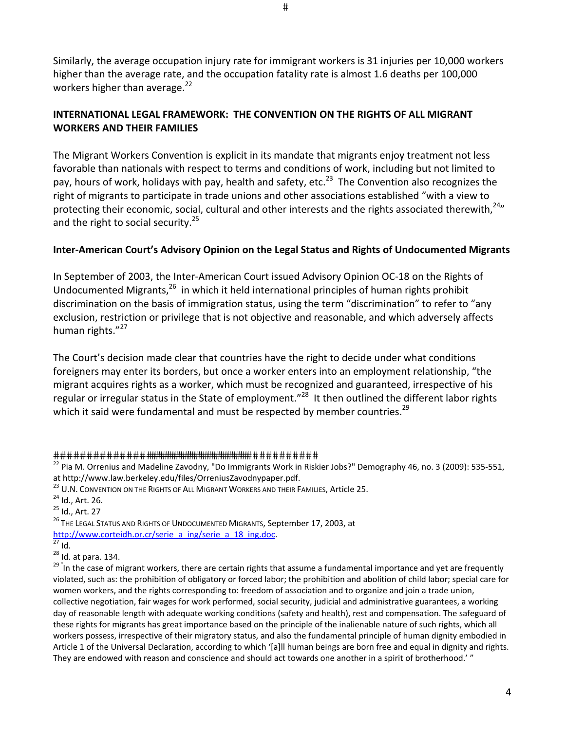Similarly, the average occupation injury rate for immigrant workers is 31 injuries per 10,000 workers higher than the average rate, and the occupation fatality rate is almost 1.6 deaths per 100,000 workers higher than average.[22]

## INTERNATIONAL LEGAL FRAMEWORK: THE CONVENTION ON THE RIGHTS OF ALL MIGRANT WORKERS AND THEIR FAMILIES

The Migrant Workers Convention is explicit in its mandate that migrants enjoy treatment not less favorable than nationals with respect to terms and conditions of work, including but not limited to pay, hours of work, holidays with pay, health and safety, etc.[23] The Convention also recognizes the right of migrants to participate in trade unions and other associations established "with a view to protecting their economic, social, cultural and other interests and the rights associated therewith,[24]" and the right to social security.[25]

### Inter-American Court's Advisory Opinion on the Legal Status and Rights of Undocumented Migrants

In September of 2003, the Inter-American Court issued Advisory Opinion OC-18 on the Rights of Undocumented Migrants,[26] in which it held international principles of human rights prohibit discrimination on the basis of immigration status, using the term "discrimination" to refer to "any exclusion, restriction or privilege that is not objective and reasonable, and which adversely affects human rights."[27]

The Court's decision made clear that countries have the right to decide under what conditions foreigners may enter its borders, but once a worker enters into an employment relationship, "the migrant acquires rights as a worker, which must be recognized and guaranteed, irrespective of his regular or irregular status in the State of employment."[28] It then outlined the different labor rights which it said were fundamental and must be respected by member countries.[29]

---

[22] Pia M. Orrenius and Madeline Zavodny, "Do Immigrants Work in Riskier Jobs?" Demography 46, no. 3 (2009): 535-551, at http://www.law.berkeley.edu/files/OrreniusZavodnypaper.pdf.

[23] U.N. CONVENTION ON THE RIGHTS OF ALL MIGRANT WORKERS AND THEIR FAMILIES, Article 25.

[24] Id., Art. 26.

[25] Id., Art. 27

[26] THE LEGAL STATUS AND RIGHTS OF UNDOCUMENTED MIGRANTS, September 17, 2003, at http://www.corteidh.or.cr/serie_a_ing/serie_a_18_ing.doc.

[27] Id.

[28] Id. at para. 134.

[29] "In the case of migrant workers, there are certain rights that assume a fundamental importance and yet are frequently violated, such as: the prohibition of obligatory or forced labor; the prohibition and abolition of child labor; special care for women workers, and the rights corresponding to: freedom of association and to organize and join a trade union, collective negotiation, fair wages for work performed, social security, judicial and administrative guarantees, a working day of reasonable length with adequate working conditions (safety and health), rest and compensation. The safeguard of these rights for migrants has great importance based on the principle of the inalienable nature of such rights, which all workers possess, irrespective of their migratory status, and also the fundamental principle of human dignity embodied in Article 1 of the Universal Declaration, according to which '[a]ll human beings are born free and equal in dignity and rights. They are endowed with reason and conscience and should act towards one another in a spirit of brotherhood.' "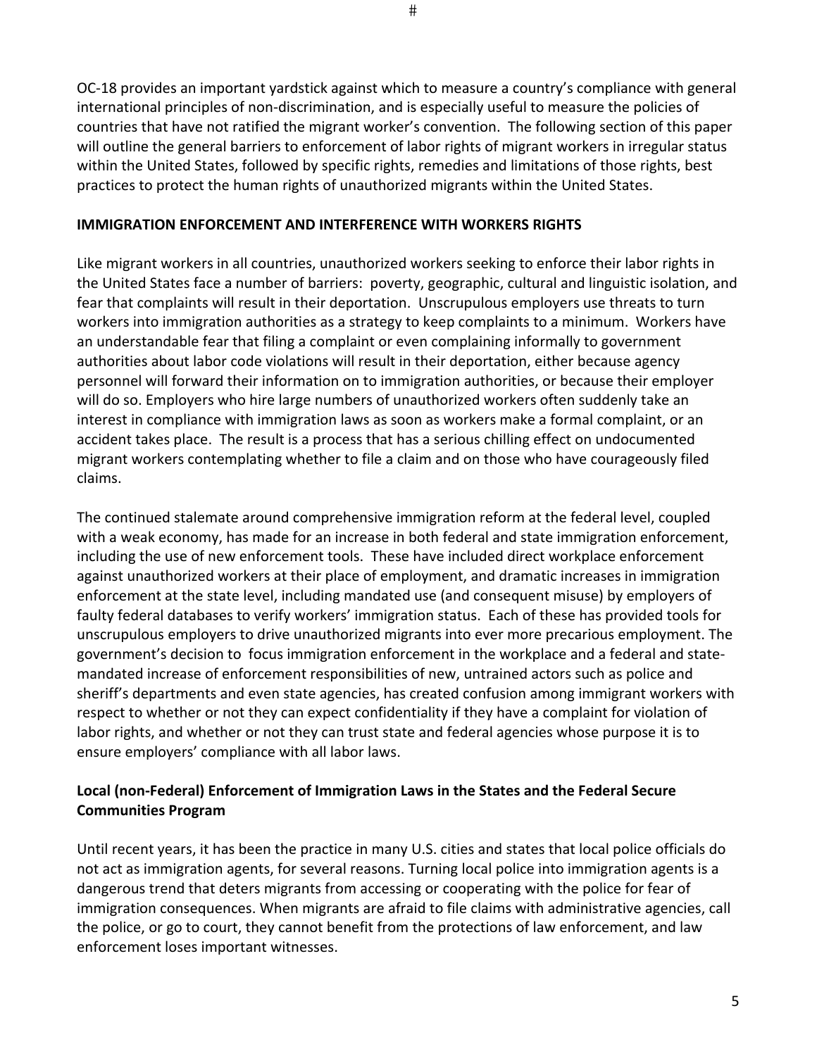OC-18 provides an important yardstick against which to measure a country's compliance with general international principles of non-discrimination, and is especially useful to measure the policies of countries that have not ratified the migrant worker's convention. The following section of this paper will outline the general barriers to enforcement of labor rights of migrant workers in irregular status within the United States, followed by specific rights, remedies and limitations of those rights, best practices to protect the human rights of unauthorized migrants within the United States.

**IMMIGRATION ENFORCEMENT AND INTERFERENCE WITH WORKERS RIGHTS**

Like migrant workers in all countries, unauthorized workers seeking to enforce their labor rights in the United States face a number of barriers: poverty, geographic, cultural and linguistic isolation, and fear that complaints will result in their deportation. Unscrupulous employers use threats to turn workers into immigration authorities as a strategy to keep complaints to a minimum. Workers have an understandable fear that filing a complaint or even complaining informally to government authorities about labor code violations will result in their deportation, either because agency personnel will forward their information on to immigration authorities, or because their employer will do so. Employers who hire large numbers of unauthorized workers often suddenly take an interest in compliance with immigration laws as soon as workers make a formal complaint, or an accident takes place. The result is a process that has a serious chilling effect on undocumented migrant workers contemplating whether to file a claim and on those who have courageously filed claims.

The continued stalemate around comprehensive immigration reform at the federal level, coupled with a weak economy, has made for an increase in both federal and state immigration enforcement, including the use of new enforcement tools. These have included direct workplace enforcement against unauthorized workers at their place of employment, and dramatic increases in immigration enforcement at the state level, including mandated use (and consequent misuse) by employers of faulty federal databases to verify workers' immigration status. Each of these has provided tools for unscrupulous employers to drive unauthorized migrants into ever more precarious employment. The government's decision to focus immigration enforcement in the workplace and a federal and state-mandated increase of enforcement responsibilities of new, untrained actors such as police and sheriff's departments and even state agencies, has created confusion among immigrant workers with respect to whether or not they can expect confidentiality if they have a complaint for violation of labor rights, and whether or not they can trust state and federal agencies whose purpose it is to ensure employers' compliance with all labor laws.

**Local (non-Federal) Enforcement of Immigration Laws in the States and the Federal Secure Communities Program**

Until recent years, it has been the practice in many U.S. cities and states that local police officials do not act as immigration agents, for several reasons. Turning local police into immigration agents is a dangerous trend that deters migrants from accessing or cooperating with the police for fear of immigration consequences. When migrants are afraid to file claims with administrative agencies, call the police, or go to court, they cannot benefit from the protections of law enforcement, and law enforcement loses important witnesses.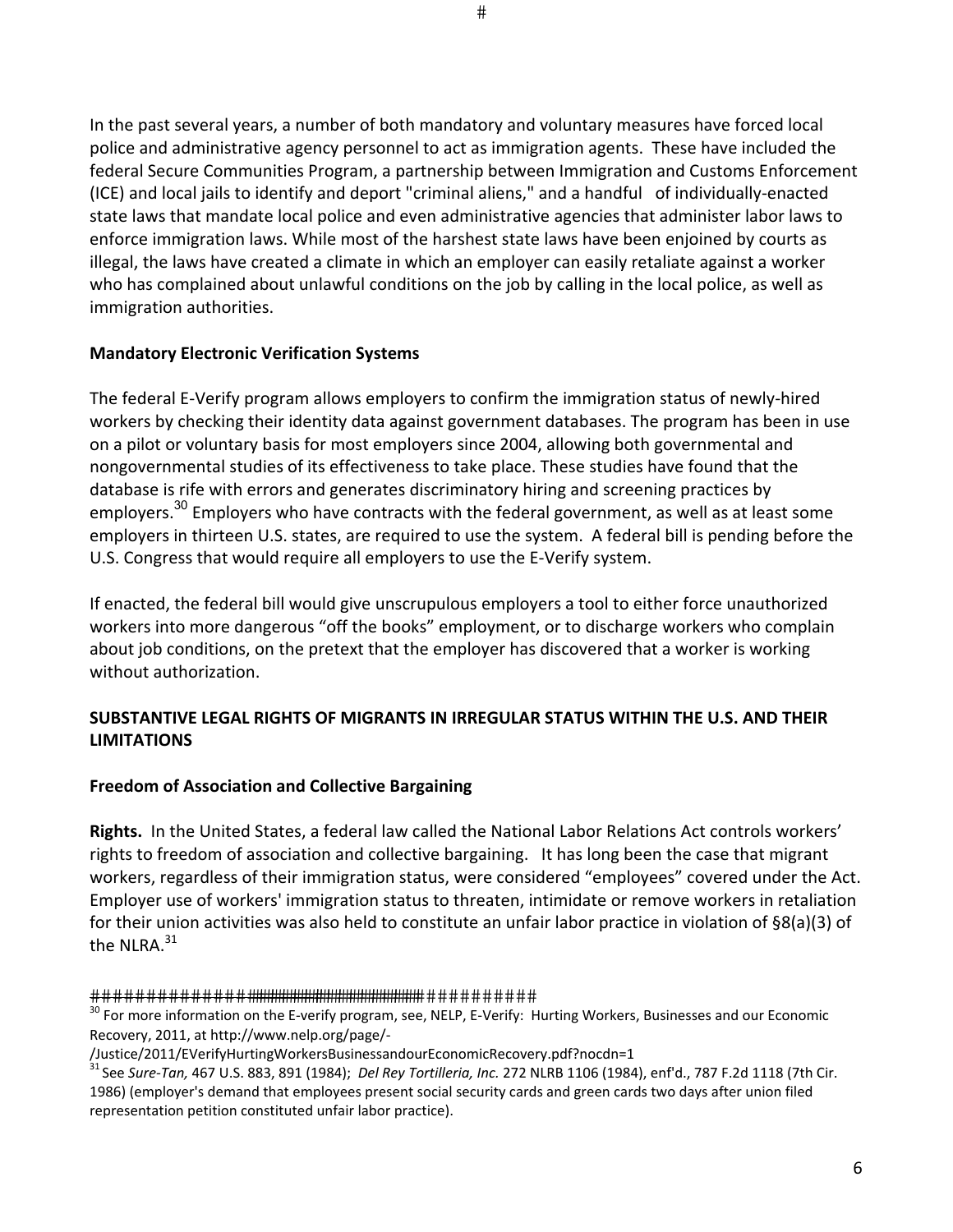In the past several years, a number of both mandatory and voluntary measures have forced local police and administrative agency personnel to act as immigration agents. These have included the federal Secure Communities Program, a partnership between Immigration and Customs Enforcement (ICE) and local jails to identify and deport "criminal aliens," and a handful of individually-enacted state laws that mandate local police and even administrative agencies that administer labor laws to enforce immigration laws. While most of the harshest state laws have been enjoined by courts as illegal, the laws have created a climate in which an employer can easily retaliate against a worker who has complained about unlawful conditions on the job by calling in the local police, as well as immigration authorities.

**Mandatory Electronic Verification Systems**

The federal E-Verify program allows employers to confirm the immigration status of newly-hired workers by checking their identity data against government databases. The program has been in use on a pilot or voluntary basis for most employers since 2004, allowing both governmental and nongovernmental studies of its effectiveness to take place. These studies have found that the database is rife with errors and generates discriminatory hiring and screening practices by employers.[30] Employers who have contracts with the federal government, as well as at least some employers in thirteen U.S. states, are required to use the system. A federal bill is pending before the U.S. Congress that would require all employers to use the E-Verify system.

If enacted, the federal bill would give unscrupulous employers a tool to either force unauthorized workers into more dangerous "off the books" employment, or to discharge workers who complain about job conditions, on the pretext that the employer has discovered that a worker is working without authorization.

**SUBSTANTIVE LEGAL RIGHTS OF MIGRANTS IN IRREGULAR STATUS WITHIN THE U.S. AND THEIR LIMITATIONS**

**Freedom of Association and Collective Bargaining**

**Rights.** In the United States, a federal law called the National Labor Relations Act controls workers' rights to freedom of association and collective bargaining. It has long been the case that migrant workers, regardless of their immigration status, were considered "employees" covered under the Act. Employer use of workers' immigration status to threaten, intimidate or remove workers in retaliation for their union activities was also held to constitute an unfair labor practice in violation of §8(a)(3) of the NLRA.[31]

---

[30] For more information on the E-verify program, see, NELP, E-Verify: Hurting Workers, Businesses and our Economic Recovery, 2011, at http://www.nelp.org/page/-/Justice/2011/EVerifyHurtingWorkersBusinessandourEconomicRecovery.pdf?nocdn=1

[31] See *Sure-Tan,* 467 U.S. 883, 891 (1984); *Del Rey Tortilleria, Inc.* 272 NLRB 1106 (1984), enf'd., 787 F.2d 1118 (7th Cir. 1986) (employer's demand that employees present social security cards and green cards two days after union filed representation petition constituted unfair labor practice).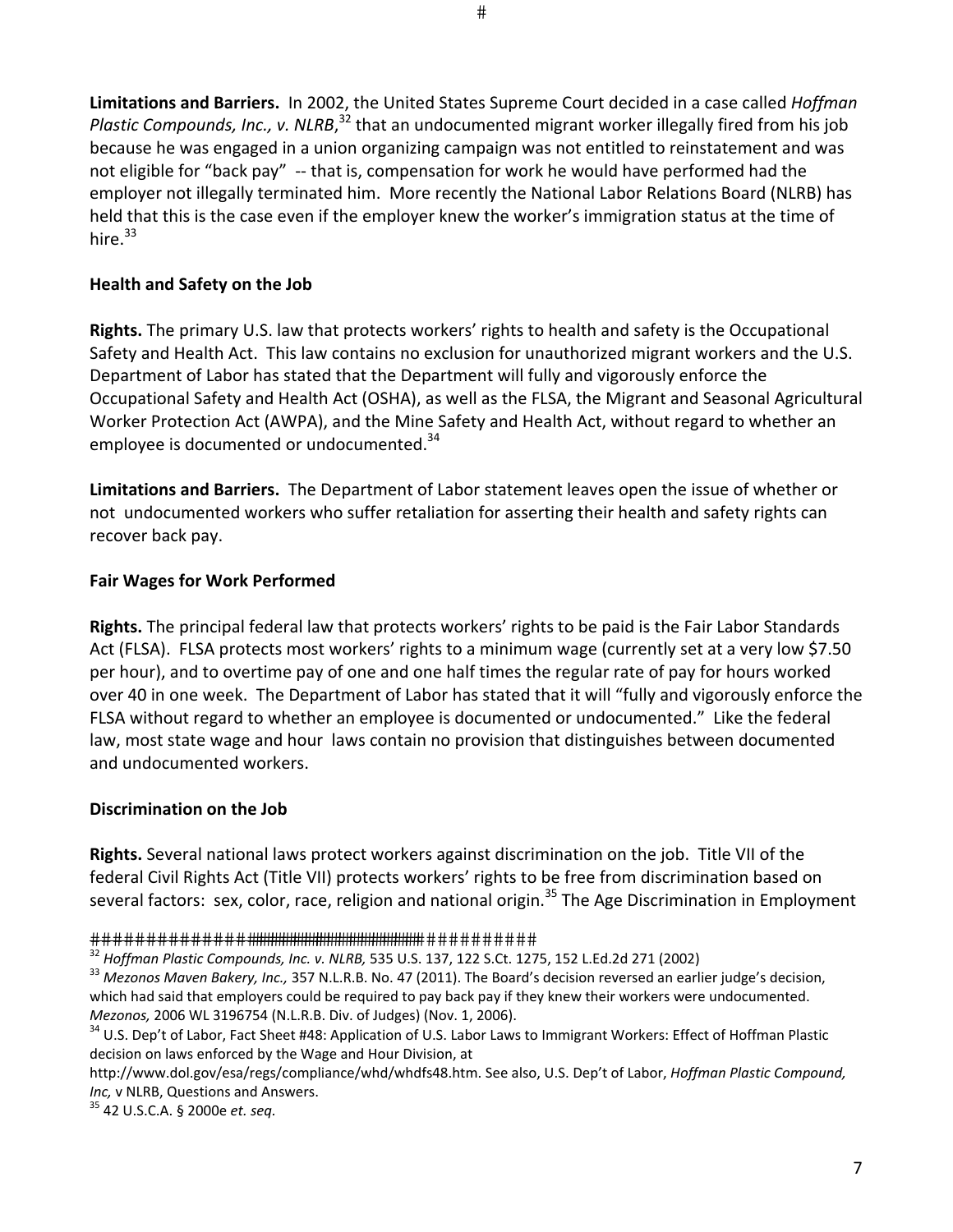**Limitations and Barriers.** In 2002, the United States Supreme Court decided in a case called *Hoffman Plastic Compounds, Inc., v. NLRB*,[32] that an undocumented migrant worker illegally fired from his job because he was engaged in a union organizing campaign was not entitled to reinstatement and was not eligible for "back pay" -- that is, compensation for work he would have performed had the employer not illegally terminated him. More recently the National Labor Relations Board (NLRB) has held that this is the case even if the employer knew the worker's immigration status at the time of hire.[33]

**Health and Safety on the Job**

**Rights.** The primary U.S. law that protects workers' rights to health and safety is the Occupational Safety and Health Act. This law contains no exclusion for unauthorized migrant workers and the U.S. Department of Labor has stated that the Department will fully and vigorously enforce the Occupational Safety and Health Act (OSHA), as well as the FLSA, the Migrant and Seasonal Agricultural Worker Protection Act (AWPA), and the Mine Safety and Health Act, without regard to whether an employee is documented or undocumented.[34]

**Limitations and Barriers.** The Department of Labor statement leaves open the issue of whether or not undocumented workers who suffer retaliation for asserting their health and safety rights can recover back pay.

**Fair Wages for Work Performed**

**Rights.** The principal federal law that protects workers' rights to be paid is the Fair Labor Standards Act (FLSA). FLSA protects most workers' rights to a minimum wage (currently set at a very low $7.50 per hour), and to overtime pay of one and one half times the regular rate of pay for hours worked over 40 in one week. The Department of Labor has stated that it will "fully and vigorously enforce the FLSA without regard to whether an employee is documented or undocumented." Like the federal law, most state wage and hour laws contain no provision that distinguishes between documented and undocumented workers.

**Discrimination on the Job**

**Rights.** Several national laws protect workers against discrimination on the job. Title VII of the federal Civil Rights Act (Title VII) protects workers' rights to be free from discrimination based on several factors: sex, color, race, religion and national origin.[35] The Age Discrimination in Employment

---

[32] *Hoffman Plastic Compounds, Inc. v. NLRB,* 535 U.S. 137, 122 S.Ct. 1275, 152 L.Ed.2d 271 (2002)

[33] *Mezonos Maven Bakery, Inc.,* 357 N.L.R.B. No. 47 (2011). The Board's decision reversed an earlier judge's decision, which had said that employers could be required to pay back pay if they knew their workers were undocumented. *Mezonos,* 2006 WL 3196754 (N.L.R.B. Div. of Judges) (Nov. 1, 2006).

[34] U.S. Dep't of Labor, Fact Sheet #48: Application of U.S. Labor Laws to Immigrant Workers: Effect of Hoffman Plastic decision on laws enforced by the Wage and Hour Division, at http://www.dol.gov/esa/regs/compliance/whd/whdfs48.htm. See also, U.S. Dep't of Labor, *Hoffman Plastic Compound, Inc,* v NLRB, Questions and Answers.

[35] 42 U.S.C.A. § 2000e *et. seq.*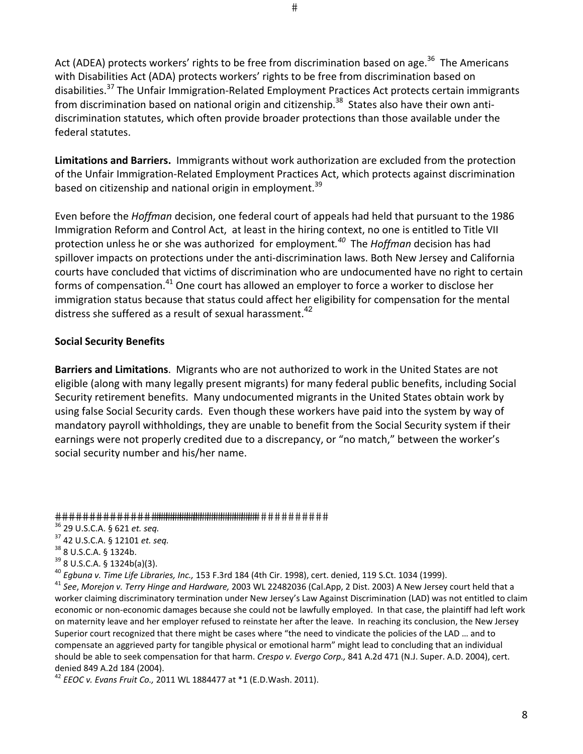Act (ADEA) protects workers' rights to be free from discrimination based on age.[36] The Americans with Disabilities Act (ADA) protects workers' rights to be free from discrimination based on disabilities.[37] The Unfair Immigration-Related Employment Practices Act protects certain immigrants from discrimination based on national origin and citizenship.[38] States also have their own anti-discrimination statutes, which often provide broader protections than those available under the federal statutes.

**Limitations and Barriers.** Immigrants without work authorization are excluded from the protection of the Unfair Immigration-Related Employment Practices Act, which protects against discrimination based on citizenship and national origin in employment.[39]

Even before the *Hoffman* decision, one federal court of appeals had held that pursuant to the 1986 Immigration Reform and Control Act, at least in the hiring context, no one is entitled to Title VII protection unless he or she was authorized for employment.[40] The *Hoffman* decision has had spillover impacts on protections under the anti-discrimination laws. Both New Jersey and California courts have concluded that victims of discrimination who are undocumented have no right to certain forms of compensation.[41] One court has allowed an employer to force a worker to disclose her immigration status because that status could affect her eligibility for compensation for the mental distress she suffered as a result of sexual harassment.[42]

**Social Security Benefits**

**Barriers and Limitations**. Migrants who are not authorized to work in the United States are not eligible (along with many legally present migrants) for many federal public benefits, including Social Security retirement benefits. Many undocumented migrants in the United States obtain work by using false Social Security cards. Even though these workers have paid into the system by way of mandatory payroll withholdings, they are unable to benefit from the Social Security system if their earnings were not properly credited due to a discrepancy, or "no match," between the worker's social security number and his/her name.

---

[36] 29 U.S.C.A. § 621 *et. seq.*

[37] 42 U.S.C.A. § 12101 *et. seq.*

[38] 8 U.S.C.A. § 1324b.

[39] 8 U.S.C.A. § 1324b(a)(3).

[40] *Egbuna v. Time Life Libraries, Inc.,* 153 F.3rd 184 (4th Cir. 1998), cert. denied, 119 S.Ct. 1034 (1999).

[41] *See*, *Morejon v. Terry Hinge and Hardware,* 2003 WL 22482036 (Cal.App, 2 Dist. 2003) A New Jersey court held that a worker claiming discriminatory termination under New Jersey's Law Against Discrimination (LAD) was not entitled to claim economic or non-economic damages because she could not be lawfully employed. In that case, the plaintiff had left work on maternity leave and her employer refused to reinstate her after the leave. In reaching its conclusion, the New Jersey Superior court recognized that there might be cases where "the need to vindicate the policies of the LAD … and to compensate an aggrieved party for tangible physical or emotional harm" might lead to concluding that an individual should be able to seek compensation for that harm. *Crespo v. Evergo Corp.,* 841 A.2d 471 (N.J. Super. A.D. 2004), cert. denied 849 A.2d 184 (2004).

[42] *EEOC v. Evans Fruit Co.,* 2011 WL 1884477 at *1 (E.D.Wash. 2011).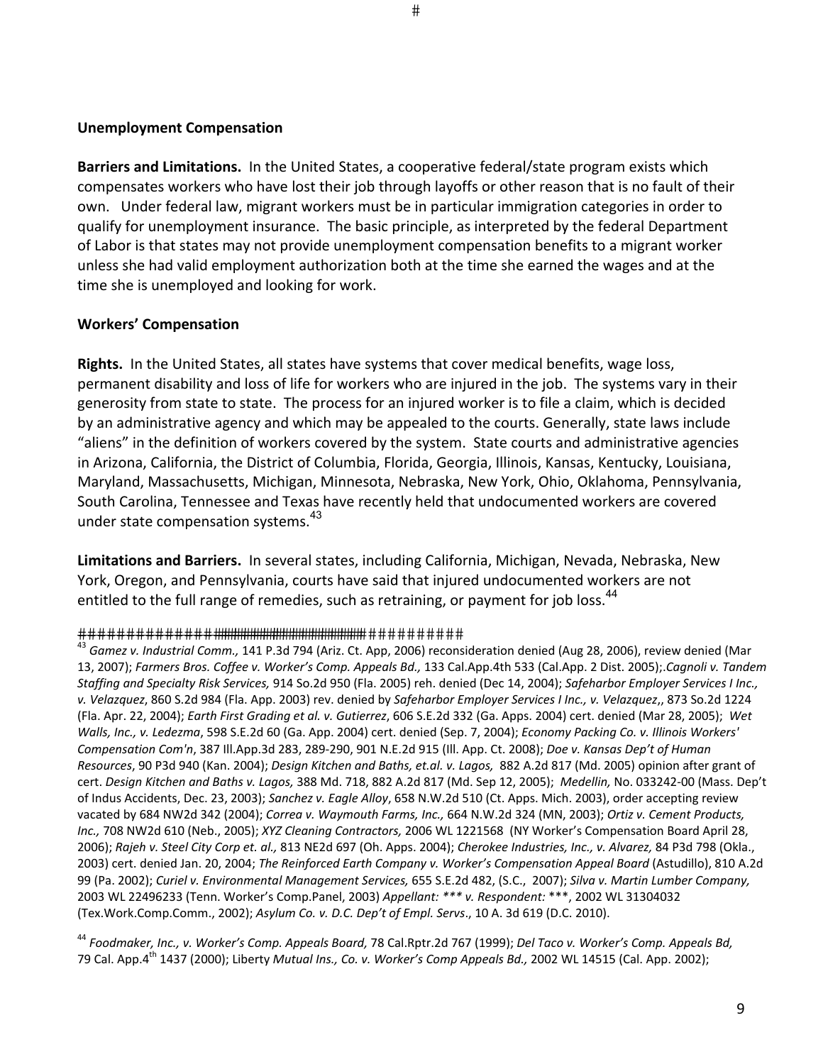**Unemployment Compensation**

**Barriers and Limitations.** In the United States, a cooperative federal/state program exists which compensates workers who have lost their job through layoffs or other reason that is no fault of their own. Under federal law, migrant workers must be in particular immigration categories in order to qualify for unemployment insurance. The basic principle, as interpreted by the federal Department of Labor is that states may not provide unemployment compensation benefits to a migrant worker unless she had valid employment authorization both at the time she earned the wages and at the time she is unemployed and looking for work.

**Workers' Compensation**

**Rights.** In the United States, all states have systems that cover medical benefits, wage loss, permanent disability and loss of life for workers who are injured in the job. The systems vary in their generosity from state to state. The process for an injured worker is to file a claim, which is decided by an administrative agency and which may be appealed to the courts. Generally, state laws include "aliens" in the definition of workers covered by the system. State courts and administrative agencies in Arizona, California, the District of Columbia, Florida, Georgia, Illinois, Kansas, Kentucky, Louisiana, Maryland, Massachusetts, Michigan, Minnesota, Nebraska, New York, Ohio, Oklahoma, Pennsylvania, South Carolina, Tennessee and Texas have recently held that undocumented workers are covered under state compensation systems.[43]

**Limitations and Barriers.** In several states, including California, Michigan, Nevada, Nebraska, New York, Oregon, and Pennsylvania, courts have said that injured undocumented workers are not entitled to the full range of remedies, such as retraining, or payment for job loss.[44]

---

[43] *Gamez v. Industrial Comm.,* 141 P.3d 794 (Ariz. Ct. App, 2006) reconsideration denied (Aug 28, 2006), review denied (Mar 13, 2007); *Farmers Bros. Coffee v. Worker's Comp. Appeals Bd.,* 133 Cal.App.4th 533 (Cal.App. 2 Dist. 2005);.*Cagnoli v. Tandem Staffing and Specialty Risk Services,* 914 So.2d 950 (Fla. 2005) reh. denied (Dec 14, 2004); *Safeharbor Employer Services I Inc., v. Velazquez*, 860 S.2d 984 (Fla. App. 2003) rev. denied by *Safeharbor Employer Services I Inc., v. Velazquez*,, 873 So.2d 1224 (Fla. Apr. 22, 2004); *Earth First Grading et al. v. Gutierrez*, 606 S.E.2d 332 (Ga. Apps. 2004) cert. denied (Mar 28, 2005); *Wet Walls, Inc., v. Ledezma*, 598 S.E.2d 60 (Ga. App. 2004) cert. denied (Sep. 7, 2004); *Economy Packing Co. v. Illinois Workers' Compensation Com'n*, 387 Ill.App.3d 283, 289-290, 901 N.E.2d 915 (Ill. App. Ct. 2008); *Doe v. Kansas Dep't of Human Resources*, 90 P3d 940 (Kan. 2004); *Design Kitchen and Baths, et.al. v. Lagos,* 882 A.2d 817 (Md. 2005) opinion after grant of cert. *Design Kitchen and Baths v. Lagos,* 388 Md. 718, 882 A.2d 817 (Md. Sep 12, 2005); *Medellin,* No. 033242-00 (Mass. Dep't of Indus Accidents, Dec. 23, 2003); *Sanchez v. Eagle Alloy*, 658 N.W.2d 510 (Ct. Apps. Mich. 2003), order accepting review vacated by 684 NW2d 342 (2004); *Correa v. Waymouth Farms, Inc.,* 664 N.W.2d 324 (MN, 2003); *Ortiz v. Cement Products, Inc.,* 708 NW2d 610 (Neb., 2005); *XYZ Cleaning Contractors,* 2006 WL 1221568 (NY Worker's Compensation Board April 28, 2006); *Rajeh v. Steel City Corp et. al.,* 813 NE2d 697 (Oh. Apps. 2004); *Cherokee Industries, Inc., v. Alvarez,* 84 P3d 798 (Okla., 2003) cert. denied Jan. 20, 2004; *The Reinforced Earth Company v. Worker's Compensation Appeal Board* (Astudillo), 810 A.2d 99 (Pa. 2002); *Curiel v. Environmental Management Services,* 655 S.E.2d 482, (S.C., 2007); *Silva v. Martin Lumber Company,* 2003 WL 22496233 (Tenn. Worker's Comp.Panel, 2003) *Appellant: \*\*\* v. Respondent:* \*\*\*, 2002 WL 31304032 (Tex.Work.Comp.Comm., 2002); *Asylum Co. v. D.C. Dep't of Empl. Servs*., 10 A. 3d 619 (D.C. 2010).

[44] *Foodmaker, Inc., v. Worker's Comp. Appeals Board,* 78 Cal.Rptr.2d 767 (1999); *Del Taco v. Worker's Comp. Appeals Bd,* 79 Cal. App.4th 1437 (2000); Liberty *Mutual Ins., Co. v. Worker's Comp Appeals Bd.,* 2002 WL 14515 (Cal. App. 2002);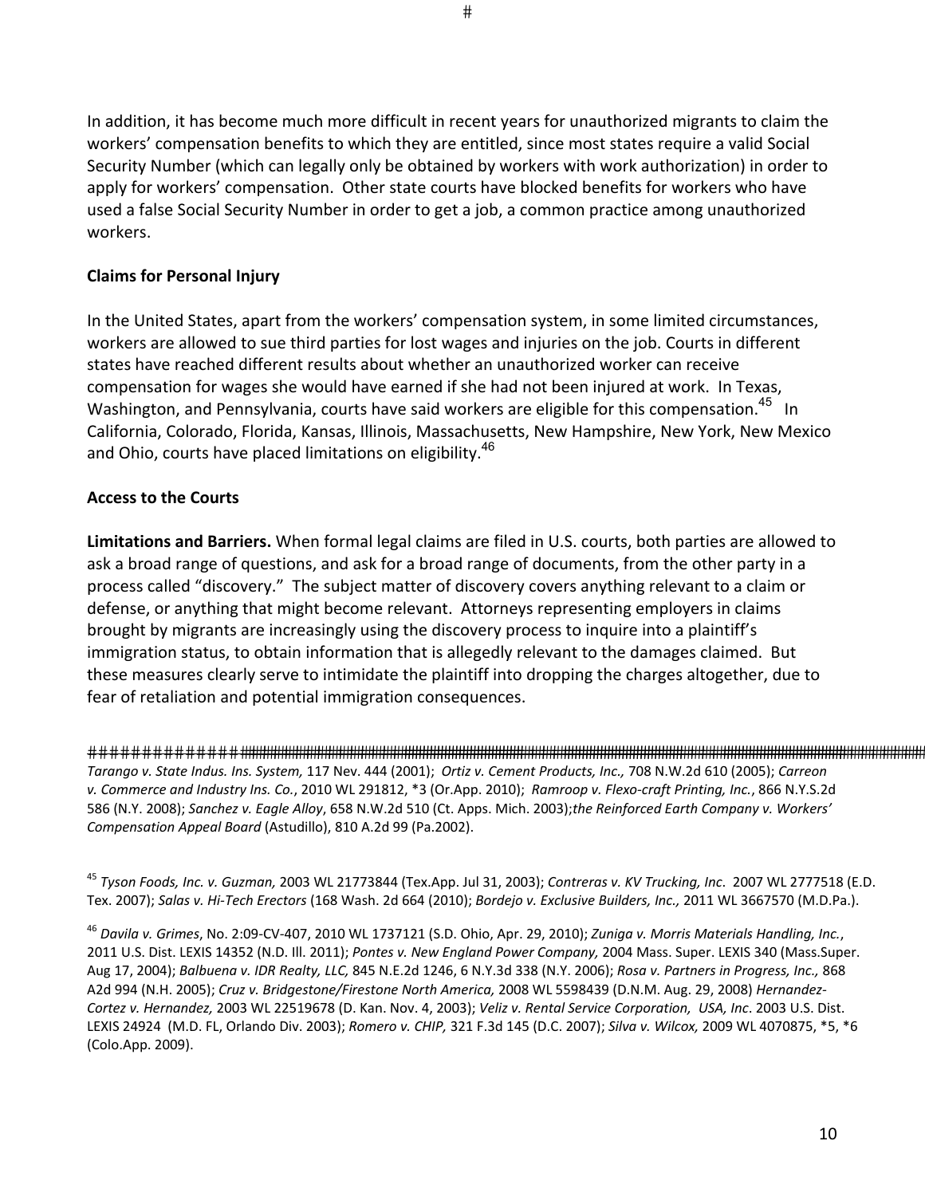In addition, it has become much more difficult in recent years for unauthorized migrants to claim the workers' compensation benefits to which they are entitled, since most states require a valid Social Security Number (which can legally only be obtained by workers with work authorization) in order to apply for workers' compensation. Other state courts have blocked benefits for workers who have used a false Social Security Number in order to get a job, a common practice among unauthorized workers.

**Claims for Personal Injury**

In the United States, apart from the workers' compensation system, in some limited circumstances, workers are allowed to sue third parties for lost wages and injuries on the job. Courts in different states have reached different results about whether an unauthorized worker can receive compensation for wages she would have earned if she had not been injured at work. In Texas, Washington, and Pennsylvania, courts have said workers are eligible for this compensation.[45] In California, Colorado, Florida, Kansas, Illinois, Massachusetts, New Hampshire, New York, New Mexico and Ohio, courts have placed limitations on eligibility.[46]

**Access to the Courts**

**Limitations and Barriers.** When formal legal claims are filed in U.S. courts, both parties are allowed to ask a broad range of questions, and ask for a broad range of documents, from the other party in a process called "discovery." The subject matter of discovery covers anything relevant to a claim or defense, or anything that might become relevant. Attorneys representing employers in claims brought by migrants are increasingly using the discovery process to inquire into a plaintiff's immigration status, to obtain information that is allegedly relevant to the damages claimed. But these measures clearly serve to intimidate the plaintiff into dropping the charges altogether, due to fear of retaliation and potential immigration consequences.

---

*Tarango v. State Indus. Ins. System,* 117 Nev. 444 (2001); *Ortiz v. Cement Products, Inc.,* 708 N.W.2d 610 (2005); *Carreon v. Commerce and Industry Ins. Co.*, 2010 WL 291812, *3 (Or.App. 2010); *Ramroop v. Flexo-craft Printing, Inc.*, 866 N.Y.S.2d 586 (N.Y. 2008); *Sanchez v. Eagle Alloy*, 658 N.W.2d 510 (Ct. Apps. Mich. 2003);*the Reinforced Earth Company v. Workers' Compensation Appeal Board* (Astudillo), 810 A.2d 99 (Pa.2002).

[45] *Tyson Foods, Inc. v. Guzman,* 2003 WL 21773844 (Tex.App. Jul 31, 2003); *Contreras v. KV Trucking, Inc.* 2007 WL 2777518 (E.D. Tex. 2007); *Salas v. Hi-Tech Erectors* (168 Wash. 2d 664 (2010); *Bordejo v. Exclusive Builders, Inc.,* 2011 WL 3667570 (M.D.Pa.).

[46] *Davila v. Grimes*, No. 2:09-CV-407, 2010 WL 1737121 (S.D. Ohio, Apr. 29, 2010); *Zuniga v. Morris Materials Handling, Inc.*, 2011 U.S. Dist. LEXIS 14352 (N.D. Ill. 2011); *Pontes v. New England Power Company,* 2004 Mass. Super. LEXIS 340 (Mass.Super. Aug 17, 2004); *Balbuena v. IDR Realty, LLC,* 845 N.E.2d 1246, 6 N.Y.3d 338 (N.Y. 2006); *Rosa v. Partners in Progress, Inc.,* 868 A2d 994 (N.H. 2005); *Cruz v. Bridgestone/Firestone North America,* 2008 WL 5598439 (D.N.M. Aug. 29, 2008) *Hernandez-Cortez v. Hernandez,* 2003 WL 22519678 (D. Kan. Nov. 4, 2003); *Veliz v. Rental Service Corporation, USA, Inc*. 2003 U.S. Dist. LEXIS 24924 (M.D. FL, Orlando Div. 2003); *Romero v. CHIP,* 321 F.3d 145 (D.C. 2007); *Silva v. Wilcox,* 2009 WL 4070875, *5, *6 (Colo.App. 2009).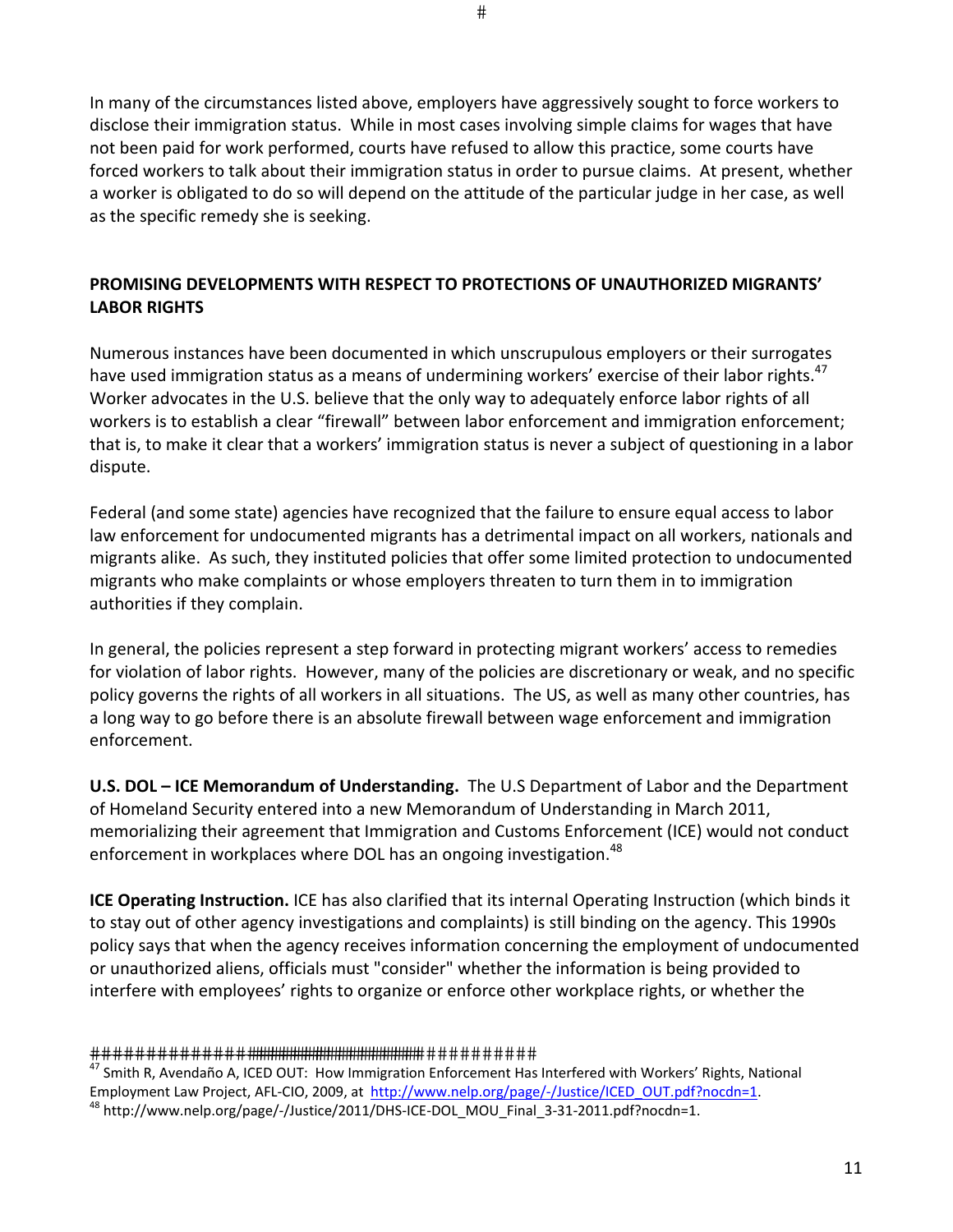In many of the circumstances listed above, employers have aggressively sought to force workers to disclose their immigration status. While in most cases involving simple claims for wages that have not been paid for work performed, courts have refused to allow this practice, some courts have forced workers to talk about their immigration status in order to pursue claims. At present, whether a worker is obligated to do so will depend on the attitude of the particular judge in her case, as well as the specific remedy she is seeking.

## PROMISING DEVELOPMENTS WITH RESPECT TO PROTECTIONS OF UNAUTHORIZED MIGRANTS' LABOR RIGHTS

Numerous instances have been documented in which unscrupulous employers or their surrogates have used immigration status as a means of undermining workers' exercise of their labor rights.[47] Worker advocates in the U.S. believe that the only way to adequately enforce labor rights of all workers is to establish a clear "firewall" between labor enforcement and immigration enforcement; that is, to make it clear that a workers' immigration status is never a subject of questioning in a labor dispute.

Federal (and some state) agencies have recognized that the failure to ensure equal access to labor law enforcement for undocumented migrants has a detrimental impact on all workers, nationals and migrants alike. As such, they instituted policies that offer some limited protection to undocumented migrants who make complaints or whose employers threaten to turn them in to immigration authorities if they complain.

In general, the policies represent a step forward in protecting migrant workers' access to remedies for violation of labor rights. However, many of the policies are discretionary or weak, and no specific policy governs the rights of all workers in all situations. The US, as well as many other countries, has a long way to go before there is an absolute firewall between wage enforcement and immigration enforcement.

**U.S. DOL – ICE Memorandum of Understanding.** The U.S Department of Labor and the Department of Homeland Security entered into a new Memorandum of Understanding in March 2011, memorializing their agreement that Immigration and Customs Enforcement (ICE) would not conduct enforcement in workplaces where DOL has an ongoing investigation.[48]

**ICE Operating Instruction.** ICE has also clarified that its internal Operating Instruction (which binds it to stay out of other agency investigations and complaints) is still binding on the agency. This 1990s policy says that when the agency receives information concerning the employment of undocumented or unauthorized aliens, officials must "consider" whether the information is being provided to interfere with employees' rights to organize or enforce other workplace rights, or whether the

---

[47] Smith R, Avendaño A, ICED OUT: How Immigration Enforcement Has Interfered with Workers' Rights, National Employment Law Project, AFL-CIO, 2009, at http://www.nelp.org/page/-/Justice/ICED_OUT.pdf?nocdn=1.

[48] http://www.nelp.org/page/-/Justice/2011/DHS-ICE-DOL_MOU_Final_3-31-2011.pdf?nocdn=1.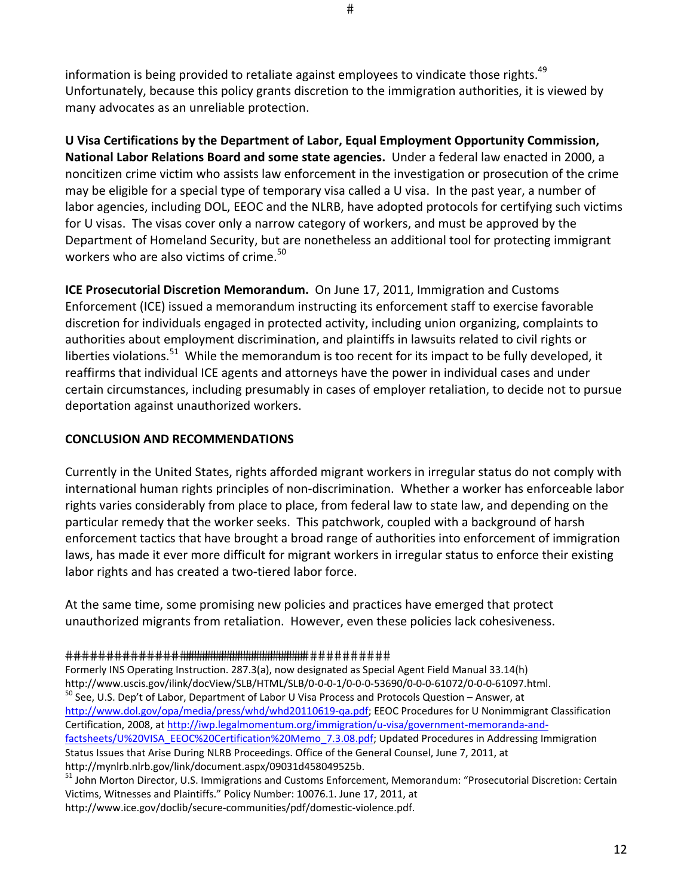information is being provided to retaliate against employees to vindicate those rights.[49] Unfortunately, because this policy grants discretion to the immigration authorities, it is viewed by many advocates as an unreliable protection.

**U Visa Certifications by the Department of Labor, Equal Employment Opportunity Commission, National Labor Relations Board and some state agencies.** Under a federal law enacted in 2000, a noncitizen crime victim who assists law enforcement in the investigation or prosecution of the crime may be eligible for a special type of temporary visa called a U visa. In the past year, a number of labor agencies, including DOL, EEOC and the NLRB, have adopted protocols for certifying such victims for U visas. The visas cover only a narrow category of workers, and must be approved by the Department of Homeland Security, but are nonetheless an additional tool for protecting immigrant workers who are also victims of crime.[50]

**ICE Prosecutorial Discretion Memorandum.** On June 17, 2011, Immigration and Customs Enforcement (ICE) issued a memorandum instructing its enforcement staff to exercise favorable discretion for individuals engaged in protected activity, including union organizing, complaints to authorities about employment discrimination, and plaintiffs in lawsuits related to civil rights or liberties violations.[51] While the memorandum is too recent for its impact to be fully developed, it reaffirms that individual ICE agents and attorneys have the power in individual cases and under certain circumstances, including presumably in cases of employer retaliation, to decide not to pursue deportation against unauthorized workers.

## CONCLUSION AND RECOMMENDATIONS

Currently in the United States, rights afforded migrant workers in irregular status do not comply with international human rights principles of non-discrimination. Whether a worker has enforceable labor rights varies considerably from place to place, from federal law to state law, and depending on the particular remedy that the worker seeks. This patchwork, coupled with a background of harsh enforcement tactics that have brought a broad range of authorities into enforcement of immigration laws, has made it ever more difficult for migrant workers in irregular status to enforce their existing labor rights and has created a two-tiered labor force.

At the same time, some promising new policies and practices have emerged that protect unauthorized migrants from retaliation. However, even these policies lack cohesiveness.

---

Formerly INS Operating Instruction. 287.3(a), now designated as Special Agent Field Manual 33.14(h) http://www.uscis.gov/ilink/docView/SLB/HTML/SLB/0-0-0-1/0-0-0-53690/0-0-0-61072/0-0-0-61097.html.

[50] See, U.S. Dep't of Labor, Department of Labor U Visa Process and Protocols Question – Answer, at http://www.dol.gov/opa/media/press/whd/whd20110619-qa.pdf; EEOC Procedures for U Nonimmigrant Classification Certification, 2008, at http://iwp.legalmomentum.org/immigration/u-visa/government-memoranda-and-factsheets/U%20VISA_EEOC%20Certification%20Memo_7.3.08.pdf; Updated Procedures in Addressing Immigration Status Issues that Arise During NLRB Proceedings. Office of the General Counsel, June 7, 2011, at http://mynlrb.nlrb.gov/link/document.aspx/09031d458049525b.

[51] John Morton Director, U.S. Immigrations and Customs Enforcement, Memorandum: "Prosecutorial Discretion: Certain Victims, Witnesses and Plaintiffs." Policy Number: 10076.1. June 17, 2011, at http://www.ice.gov/doclib/secure-communities/pdf/domestic-violence.pdf.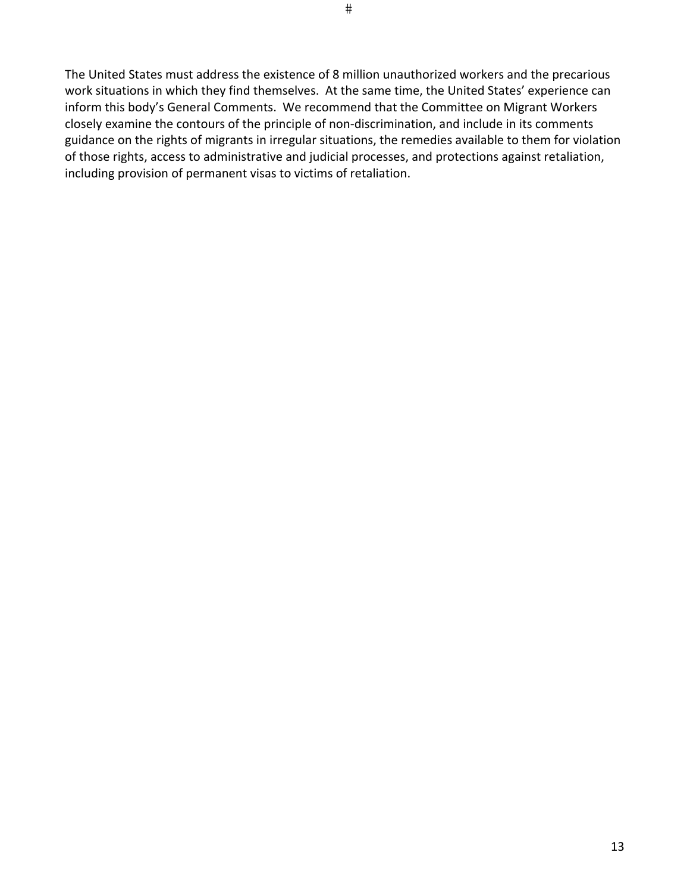The United States must address the existence of 8 million unauthorized workers and the precarious work situations in which they find themselves. At the same time, the United States' experience can inform this body's General Comments. We recommend that the Committee on Migrant Workers closely examine the contours of the principle of non-discrimination, and include in its comments guidance on the rights of migrants in irregular situations, the remedies available to them for violation of those rights, access to administrative and judicial processes, and protections against retaliation, including provision of permanent visas to victims of retaliation.